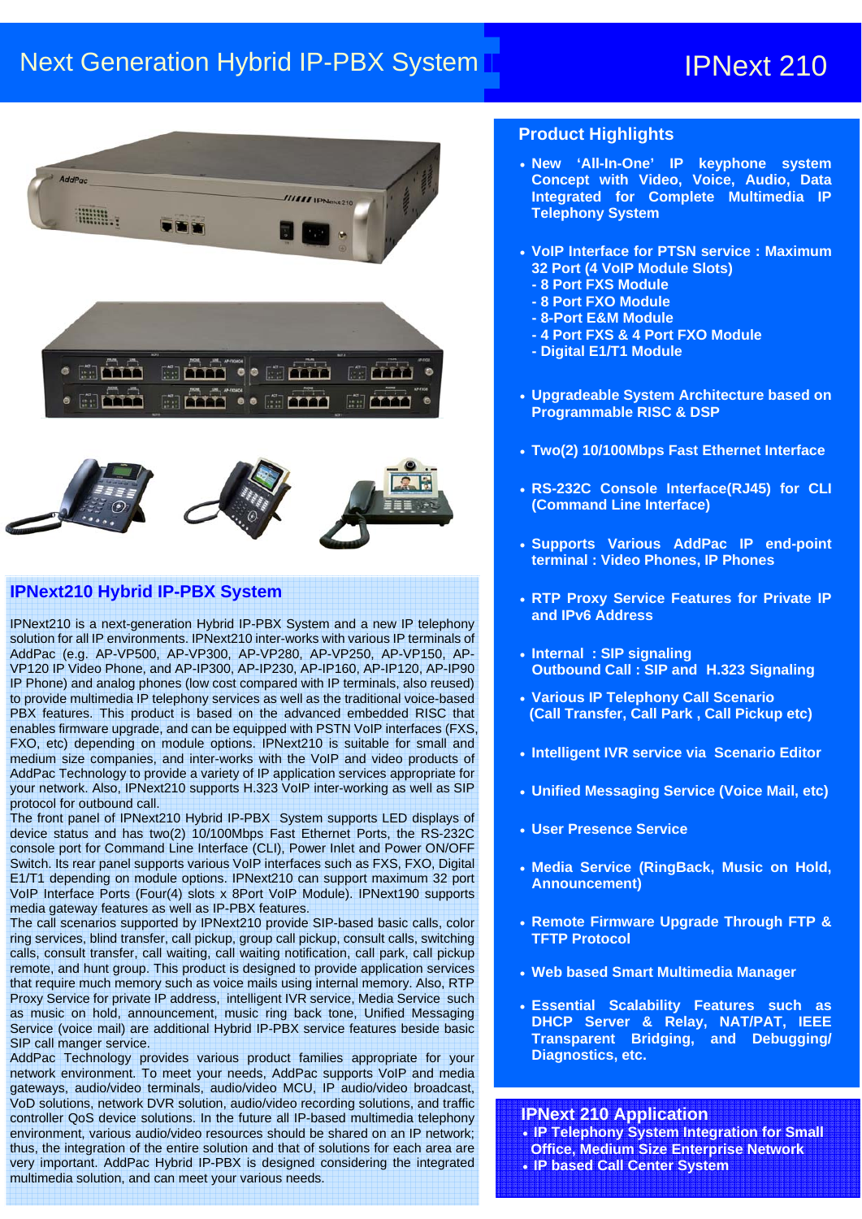# Next Generation Hybrid IP-PBX System

# IPNext 210

## IPNext210 Hybrid IP-PBX System

IPNext210 is a next-generation Hybrid IP-PBX System and a new IP telephony solution for all IP environments. IPNext210 inter-works with various IP terminals of AddPac (e.g. AP-VP500, AP-VP300, AP-VP280, AP-VP250, AP-VP150, AP-VP120 IP Video Phone, and AP-IP300, AP-IP230, AP-IP160, AP-IP120, AP-IP90 IP Phone) and analog phones (low cost compared with IP terminals, also reused) to provide multimedia IP telephony services as well as the traditional voice-based PBX features. This product is based on the advanced embedded RISC that enables firmware upgrade, and can be equipped with PSTN VoIP interfaces (FXS, FXO, etc) depending on module options. IPNext210 is suitable for small and medium size companies, and inter-works with the VoIP and video products of AddPac Technology to provide a variety of IP application services appropriate for your network. Also, IPNext210 supports H.323 VoIP inter-working as well as SIP protocol for outbound call.

The front panel of IPNext210 Hybrid IP-PBX System supports LED displays of device status and has two(2) 10/100Mbps Fast Ethernet Ports, the RS-232C console port for Command Line Interface (CLI), Power Inlet and Power ON/OFF Switch. Its rear panel supports various VoIP interfaces such as FXS, FXO, Digital E1/T1 depending on module options. IPNext210 can support maximum 32 port VoIP Interface Ports (Four(4) slots x 8Port VoIP Module). IPNext190 supports media gateway features as well as IP-PBX features.

The call scenarios supported by IPNext210 provide SIP-based basic calls, color ring services, blind transfer, call pickup, group call pickup, consult calls, switching calls, consult transfer, call waiting, call waiting notification, call park, call pickup remote, and hunt group. This product is designed to provide application services that require much memory such as voice mails using internal memory. Also, RTP Proxy Service for private IP address, intelligent IVR service, Media Service such as music on hold, announcement, music ring back tone, Unified Messaging Service (voice mail) are additional Hybrid IP-PBX service features beside basic SIP call manger service.

AddPac Technology provides various product families appropriate for your network environment. To meet your needs, AddPac supports VoIP and media gateways, audio/video terminals, audio/video MCU, IP audio/video broadcast, VoD solutions, network DVR solution, audio/video recording solutions, and traffic controller QoS device solutions. In the future all IP-based multimedia telephony environment, various audio/video resources should be shared on an IP network; thus, the integration of the entire solution and that of solutions for each area are very important. AddPac Hybrid IP-PBX is designed considering the integrated multimedia solution, and can meet your various needs.

## Product Highlights

- **New 'All-In-One' IP keyphone system Concept with Video, Voice, Audio, Data Integrated for Complete Multimedia IP Telephony System**
- **VoIP Interface for PTSN service : Maximum 32 Port (4 VoIP Module Slots)**
  - **8 Port FXS Module**
  - **8 Port FXO Module**
  - **8-Port E&M Module**
  - **4 Port FXS & 4 Port FXO Module**
  - **Digital E1/T1 Module**
- **Upgradeable System Architecture based on Programmable RISC & DSP**
- **Two(2) 10/100Mbps Fast Ethernet Interface**
- **RS-232C Console Interface(RJ45) for CLI (Command Line Interface)**
- **Supports Various AddPac IP end-point terminal : Video Phones, IP Phones**
- **RTP Proxy Service Features for Private IP and IPv6 Address**
- **Internal : SIP signaling**
  **Outbound Call : SIP and H.323 Signaling**
- **Various IP Telephony Call Scenario (Call Transfer, Call Park , Call Pickup etc)**
- **Intelligent IVR service via Scenario Editor**
- **Unified Messaging Service (Voice Mail, etc)**
- **User Presence Service**
- **Media Service (RingBack, Music on Hold, Announcement)**
- **Remote Firmware Upgrade Through FTP & TFTP Protocol**
- **Web based Smart Multimedia Manager**
- **Essential Scalability Features such as DHCP Server & Relay, NAT/PAT, IEEE Transparent Bridging, and Debugging/ Diagnostics, etc.**

## IPNext 210 Application

- **IP Telephony System Integration for Small Office, Medium Size Enterprise Network**
- **IP based Call Center System**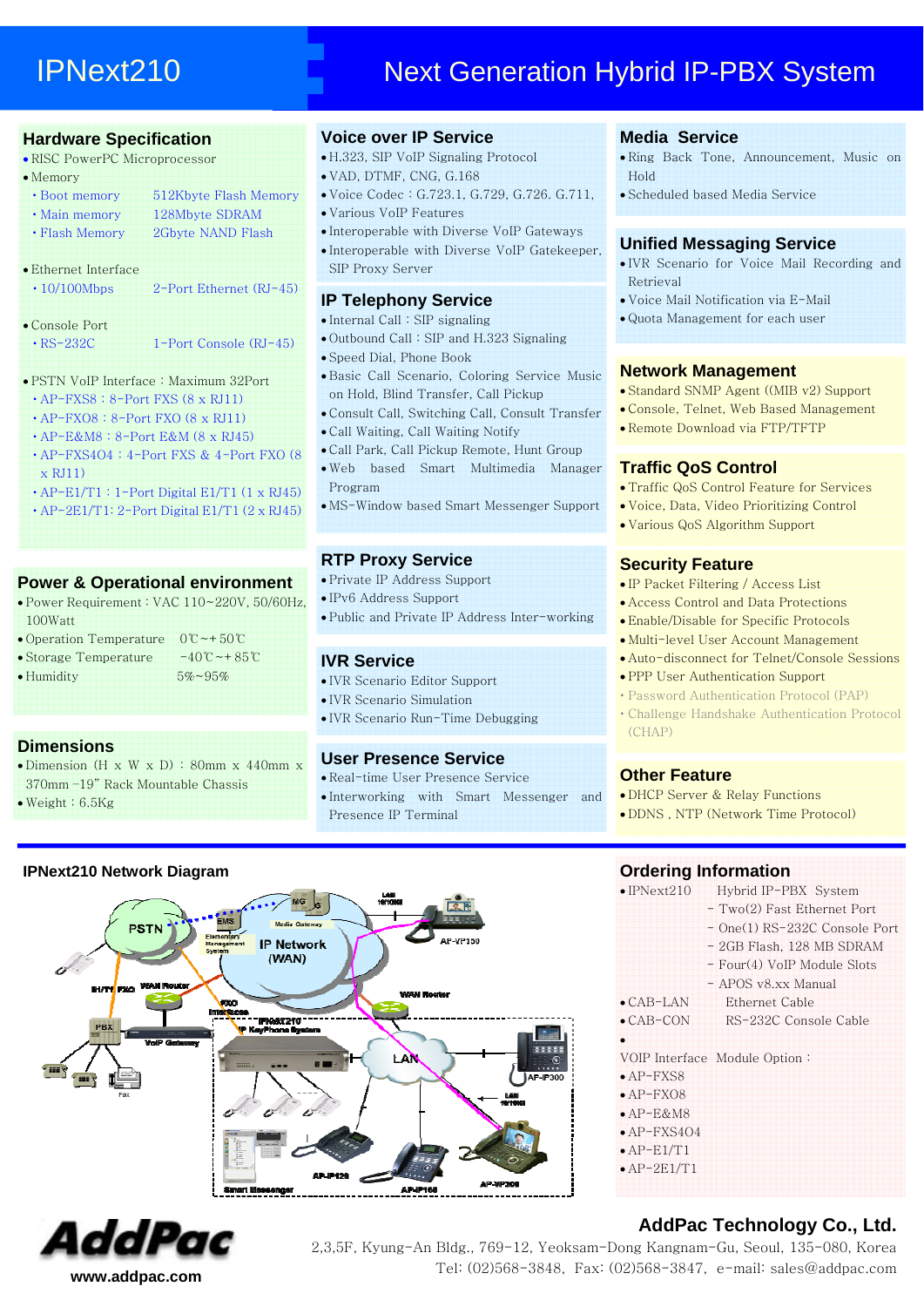# IPNext210

## Next Generation Hybrid IP-PBX System

### Hardware Specification

- RISC PowerPC Microprocessor
- Memory
  - ·Boot memory 512Kbyte Flash Memory
  - ·Main memory 128Mbyte SDRAM
  - ·Flash Memory 2Gbyte NAND Flash
- Ethernet Interface
  - ·10/100Mbps 2-Port Ethernet (RJ-45)
- Console Port
  - ·RS-232C 1-Port Console (RJ-45)
- PSTN VoIP Interface : Maximum 32Port
  - ·AP-FXS8 : 8-Port FXS (8 x RJ11)
  - ·AP-FXO8 : 8-Port FXO (8 x RJ11)
  - ·AP-E&M8 : 8-Port E&M (8 x RJ45)
  - ·AP-FXS4O4 : 4-Port FXS & 4-Port FXO (8 x RJ11)
  - ·AP-E1/T1 : 1-Port Digital E1/T1 (1 x RJ45)
  - ·AP-2E1/T1: 2-Port Digital E1/T1 (2 x RJ45)

### Power & Operational environment

- Power Requirement : VAC 110~220V, 50/60Hz, 100Watt
- Operation Temperature 0℃~+50℃
- Storage Temperature -40℃~+85℃
- Humidity 5%~95%

### Dimensions

- Dimension (H x W x D) : 80mm x 440mm x 370mm -19" Rack Mountable Chassis
- Weight : 6.5Kg

### Voice over IP Service

- H.323, SIP VoIP Signaling Protocol
- VAD, DTMF, CNG, G.168
- Voice Codec : G.723.1, G.729, G.726. G.711,
- Various VoIP Features
- Interoperable with Diverse VoIP Gateways
- Interoperable with Diverse VoIP Gatekeeper, SIP Proxy Server

### IP Telephony Service

- Internal Call : SIP signaling
- Outbound Call : SIP and H.323 Signaling
- Speed Dial, Phone Book
- Basic Call Scenario, Coloring Service Music on Hold, Blind Transfer, Call Pickup
- Consult Call, Switching Call, Consult Transfer
- Call Waiting, Call Waiting Notify
- Call Park, Call Pickup Remote, Hunt Group
- Web based Smart Multimedia Manager Program
- MS-Window based Smart Messenger Support

### RTP Proxy Service

- Private IP Address Support
- IPv6 Address Support
- Public and Private IP Address Inter-working

### IVR Service

- IVR Scenario Editor Support
- IVR Scenario Simulation
- IVR Scenario Run-Time Debugging

### User Presence Service

- Real-time User Presence Service
- Interworking with Smart Messenger and Presence IP Terminal

### Media Service

- Ring Back Tone, Announcement, Music on Hold
- Scheduled based Media Service

### Unified Messaging Service

- IVR Scenario for Voice Mail Recording and Retrieval
- Voice Mail Notification via E-Mail
- Quota Management for each user

### Network Management

- Standard SNMP Agent ((MIB v2) Support
- Console, Telnet, Web Based Management
- Remote Download via FTP/TFTP

### Traffic QoS Control

- Traffic QoS Control Feature for Services
- Voice, Data, Video Prioritizing Control
- Various QoS Algorithm Support

### Security Feature

- IP Packet Filtering / Access List
- Access Control and Data Protections
- Enable/Disable for Specific Protocols
- Multi-level User Account Management
- Auto-disconnect for Telnet/Console Sessions
- PPP User Authentication Support
  - ·Password Authentication Protocol (PAP)
  - ·Challenge Handshake Authentication Protocol (CHAP)

### Other Feature

- DHCP Server & Relay Functions
- DDNS , NTP (Network Time Protocol)

### IPNext210 Network Diagram

PSTN
MG
EMS
Media Gateway
Elementary Management System
IP Network (WAN)
LAN 10/100M
AP-VP150
E1/T1 FXO
WAN Router
FXO Interface
WAN Router
PBX
VoIP Gateway
IPNext210 IP KeyPhone System
LAN
AP-IP300
LAN 10/100M
Fax
Smart Messenger
AP-IP120
AP-IP160
AP-VP200

### Ordering Information

- IPNext210 Hybrid IP-PBX System
  - Two(2) Fast Ethernet Port
  - One(1) RS-232C Console Port
  - 2GB Flash, 128 MB SDRAM
  - Four(4) VoIP Module Slots
  - APOS v8.xx Manual
- CAB-LAN Ethernet Cable
- CAB-CON RS-232C Console Cable
- 

VOIP Interface Module Option :

- AP-FXS8
- AP-FXO8
- AP-E&M8
- AP-FXS4O4
- AP-E1/T1
- AP-2E1/T1

**AddPac**

www.addpac.com

**AddPac Technology Co., Ltd.**

2,3,5F, Kyung-An Bldg., 769-12, Yeoksam-Dong Kangnam-Gu, Seoul, 135-080, Korea

Tel: (02)568-3848, Fax: (02)568-3847, e-mail: sales@addpac.com